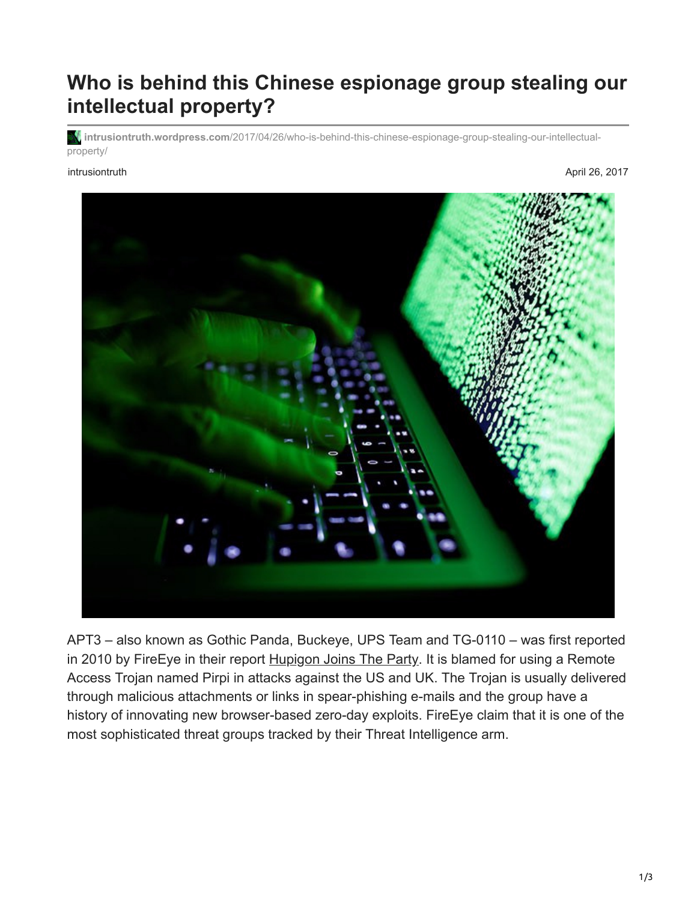# Who is behind this Chinese espionage group stealing our intellectual property?

intrusiontruth.wordpress.com/2017/04/26/who-is-behind-this-chinese-espionage-group-stealing-our-intellectual-property/

intrusiontruth

April 26, 2017

APT3 – also known as Gothic Panda, Buckeye, UPS Team and TG-0110 – was first reported in 2010 by FireEye in their report Hupigon Joins The Party. It is blamed for using a Remote Access Trojan named Pirpi in attacks against the US and UK. The Trojan is usually delivered through malicious attachments or links in spear-phishing e-mails and the group have a history of innovating new browser-based zero-day exploits. FireEye claim that it is one of the most sophisticated threat groups tracked by their Threat Intelligence arm.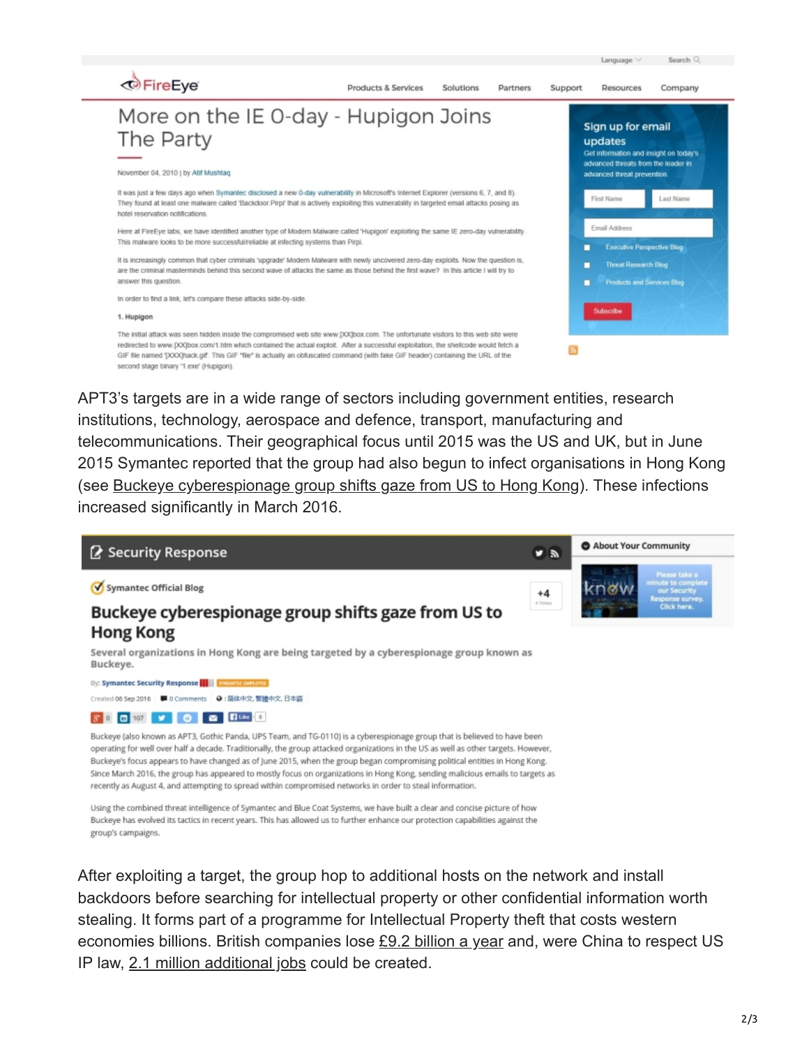APT3's targets are in a wide range of sectors including government entities, research institutions, technology, aerospace and defence, transport, manufacturing and telecommunications. Their geographical focus until 2015 was the US and UK, but in June 2015 Symantec reported that the group had also begun to infect organisations in Hong Kong (see Buckeye cyberespionage group shifts gaze from US to Hong Kong). These infections increased significantly in March 2016.

After exploiting a target, the group hop to additional hosts on the network and install backdoors before searching for intellectual property or other confidential information worth stealing. It forms part of a programme for Intellectual Property theft that costs western economies billions. British companies lose £9.2 billion a year and, were China to respect US IP law, 2.1 million additional jobs could be created.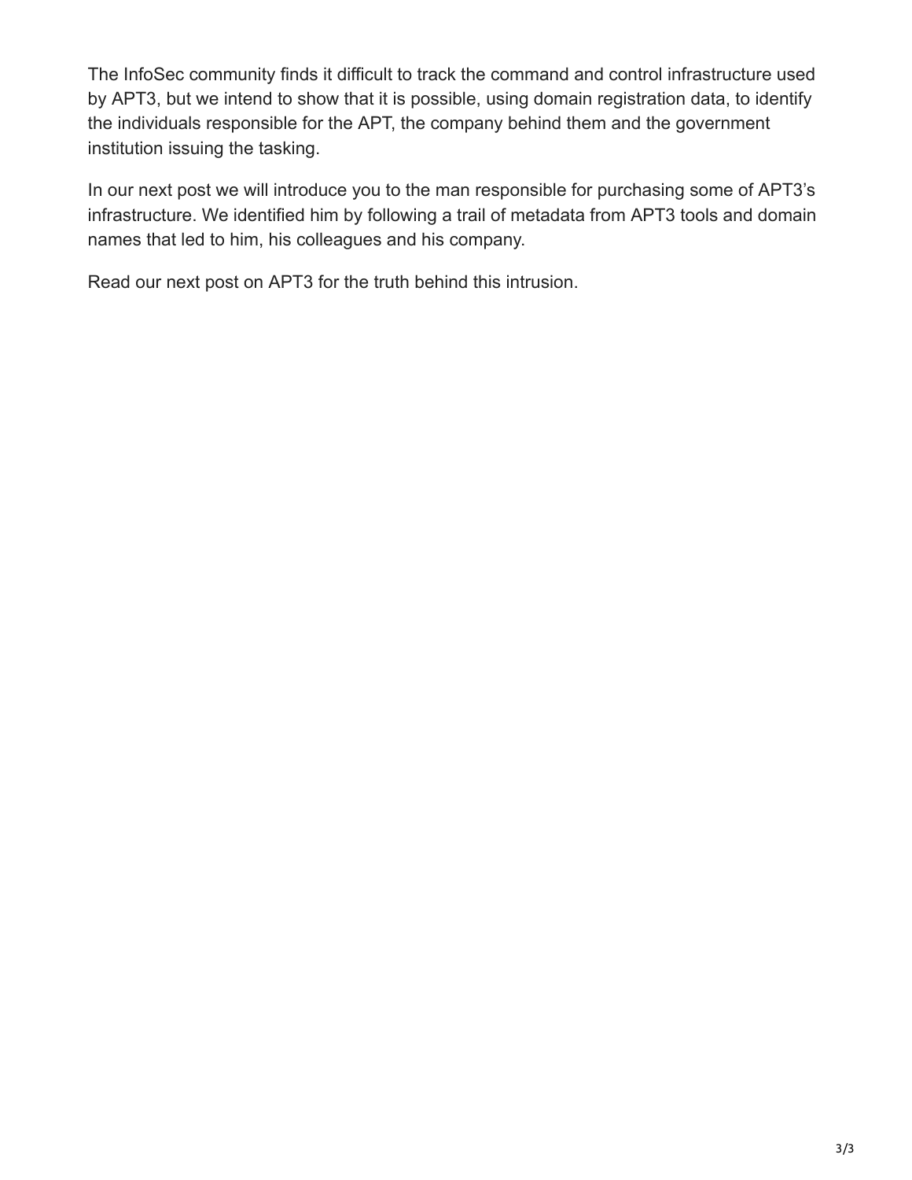The InfoSec community finds it difficult to track the command and control infrastructure used by APT3, but we intend to show that it is possible, using domain registration data, to identify the individuals responsible for the APT, the company behind them and the government institution issuing the tasking.

In our next post we will introduce you to the man responsible for purchasing some of APT3's infrastructure. We identified him by following a trail of metadata from APT3 tools and domain names that led to him, his colleagues and his company.

Read our next post on APT3 for the truth behind this intrusion.